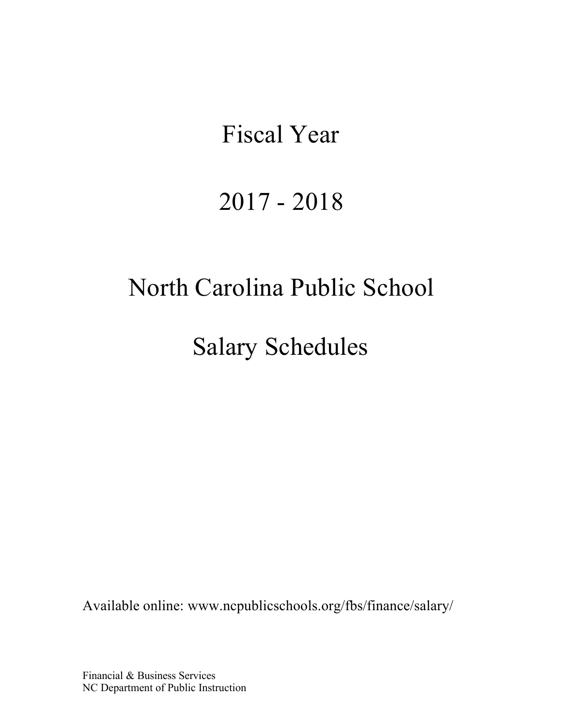# Fiscal Year

# 2017 - 2018

# North Carolina Public School

# Salary Schedules

Available online: www.ncpublicschools.org/fbs/finance/salary/

Financial & Business Services
NC Department of Public Instruction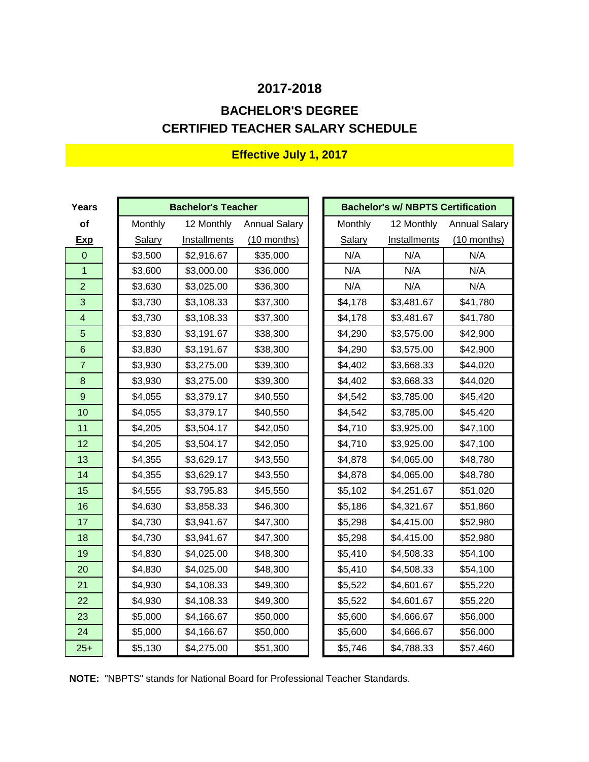# 2017-2018

## BACHELOR'S DEGREE
## CERTIFIED TEACHER SALARY SCHEDULE

**Effective July 1, 2017**

| Years of Exp | Bachelor's Teacher | | | Bachelor's w/ NBPTS Certification | | |
|---|---|---|---|---|---|---|
| | Monthly Salary | 12 Monthly Installments | Annual Salary (10 months) | Monthly Salary | 12 Monthly Installments | Annual Salary (10 months) |
| 0 | $3,500 | $2,916.67 | $35,000 | N/A | N/A | N/A |
| 1 | $3,600 | $3,000.00 | $36,000 | N/A | N/A | N/A |
| 2 | $3,630 | $3,025.00 | $36,300 | N/A | N/A | N/A |
| 3 | $3,730 | $3,108.33 | $37,300 | $4,178 | $3,481.67 | $41,780 |
| 4 | $3,730 | $3,108.33 | $37,300 | $4,178 | $3,481.67 | $41,780 |
| 5 | $3,830 | $3,191.67 | $38,300 | $4,290 | $3,575.00 | $42,900 |
| 6 | $3,830 | $3,191.67 | $38,300 | $4,290 | $3,575.00 | $42,900 |
| 7 | $3,930 | $3,275.00 | $39,300 | $4,402 | $3,668.33 | $44,020 |
| 8 | $3,930 | $3,275.00 | $39,300 | $4,402 | $3,668.33 | $44,020 |
| 9 | $4,055 | $3,379.17 | $40,550 | $4,542 | $3,785.00 | $45,420 |
| 10 | $4,055 | $3,379.17 | $40,550 | $4,542 | $3,785.00 | $45,420 |
| 11 | $4,205 | $3,504.17 | $42,050 | $4,710 | $3,925.00 | $47,100 |
| 12 | $4,205 | $3,504.17 | $42,050 | $4,710 | $3,925.00 | $47,100 |
| 13 | $4,355 | $3,629.17 | $43,550 | $4,878 | $4,065.00 | $48,780 |
| 14 | $4,355 | $3,629.17 | $43,550 | $4,878 | $4,065.00 | $48,780 |
| 15 | $4,555 | $3,795.83 | $45,550 | $5,102 | $4,251.67 | $51,020 |
| 16 | $4,630 | $3,858.33 | $46,300 | $5,186 | $4,321.67 | $51,860 |
| 17 | $4,730 | $3,941.67 | $47,300 | $5,298 | $4,415.00 | $52,980 |
| 18 | $4,730 | $3,941.67 | $47,300 | $5,298 | $4,415.00 | $52,980 |
| 19 | $4,830 | $4,025.00 | $48,300 | $5,410 | $4,508.33 | $54,100 |
| 20 | $4,830 | $4,025.00 | $48,300 | $5,410 | $4,508.33 | $54,100 |
| 21 | $4,930 | $4,108.33 | $49,300 | $5,522 | $4,601.67 | $55,220 |
| 22 | $4,930 | $4,108.33 | $49,300 | $5,522 | $4,601.67 | $55,220 |
| 23 | $5,000 | $4,166.67 | $50,000 | $5,600 | $4,666.67 | $56,000 |
| 24 | $5,000 | $4,166.67 | $50,000 | $5,600 | $4,666.67 | $56,000 |
| 25+ | $5,130 | $4,275.00 | $51,300 | $5,746 | $4,788.33 | $57,460 |

**NOTE:** "NBPTS" stands for National Board for Professional Teacher Standards.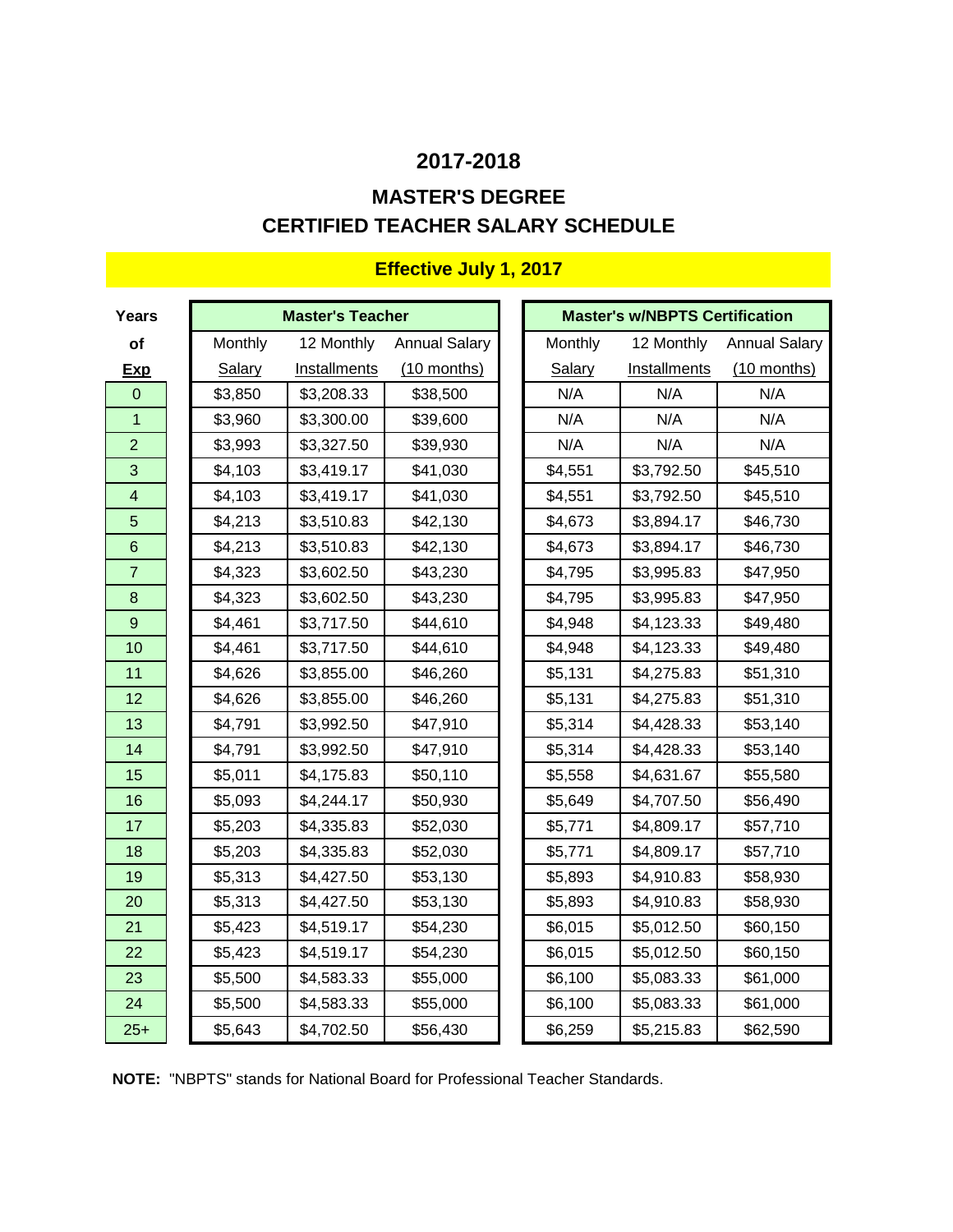## 2017-2018

## MASTER'S DEGREE
## CERTIFIED TEACHER SALARY SCHEDULE

**Effective July 1, 2017**

| Years of Exp | Master's Teacher | | | Master's w/NBPTS Certification | | |
|---|---|---|---|---|---|---|
| | Monthly Salary | 12 Monthly Installments | Annual Salary (10 months) | Monthly Salary | 12 Monthly Installments | Annual Salary (10 months) |
| 0 | $3,850 | $3,208.33 | $38,500 | N/A | N/A | N/A |
| 1 | $3,960 | $3,300.00 | $39,600 | N/A | N/A | N/A |
| 2 | $3,993 | $3,327.50 | $39,930 | N/A | N/A | N/A |
| 3 | $4,103 | $3,419.17 | $41,030 | $4,551 | $3,792.50 | $45,510 |
| 4 | $4,103 | $3,419.17 | $41,030 | $4,551 | $3,792.50 | $45,510 |
| 5 | $4,213 | $3,510.83 | $42,130 | $4,673 | $3,894.17 | $46,730 |
| 6 | $4,213 | $3,510.83 | $42,130 | $4,673 | $3,894.17 | $46,730 |
| 7 | $4,323 | $3,602.50 | $43,230 | $4,795 | $3,995.83 | $47,950 |
| 8 | $4,323 | $3,602.50 | $43,230 | $4,795 | $3,995.83 | $47,950 |
| 9 | $4,461 | $3,717.50 | $44,610 | $4,948 | $4,123.33 | $49,480 |
| 10 | $4,461 | $3,717.50 | $44,610 | $4,948 | $4,123.33 | $49,480 |
| 11 | $4,626 | $3,855.00 | $46,260 | $5,131 | $4,275.83 | $51,310 |
| 12 | $4,626 | $3,855.00 | $46,260 | $5,131 | $4,275.83 | $51,310 |
| 13 | $4,791 | $3,992.50 | $47,910 | $5,314 | $4,428.33 | $53,140 |
| 14 | $4,791 | $3,992.50 | $47,910 | $5,314 | $4,428.33 | $53,140 |
| 15 | $5,011 | $4,175.83 | $50,110 | $5,558 | $4,631.67 | $55,580 |
| 16 | $5,093 | $4,244.17 | $50,930 | $5,649 | $4,707.50 | $56,490 |
| 17 | $5,203 | $4,335.83 | $52,030 | $5,771 | $4,809.17 | $57,710 |
| 18 | $5,203 | $4,335.83 | $52,030 | $5,771 | $4,809.17 | $57,710 |
| 19 | $5,313 | $4,427.50 | $53,130 | $5,893 | $4,910.83 | $58,930 |
| 20 | $5,313 | $4,427.50 | $53,130 | $5,893 | $4,910.83 | $58,930 |
| 21 | $5,423 | $4,519.17 | $54,230 | $6,015 | $5,012.50 | $60,150 |
| 22 | $5,423 | $4,519.17 | $54,230 | $6,015 | $5,012.50 | $60,150 |
| 23 | $5,500 | $4,583.33 | $55,000 | $6,100 | $5,083.33 | $61,000 |
| 24 | $5,500 | $4,583.33 | $55,000 | $6,100 | $5,083.33 | $61,000 |
| 25+ | $5,643 | $4,702.50 | $56,430 | $6,259 | $5,215.83 | $62,590 |

**NOTE:** "NBPTS" stands for National Board for Professional Teacher Standards.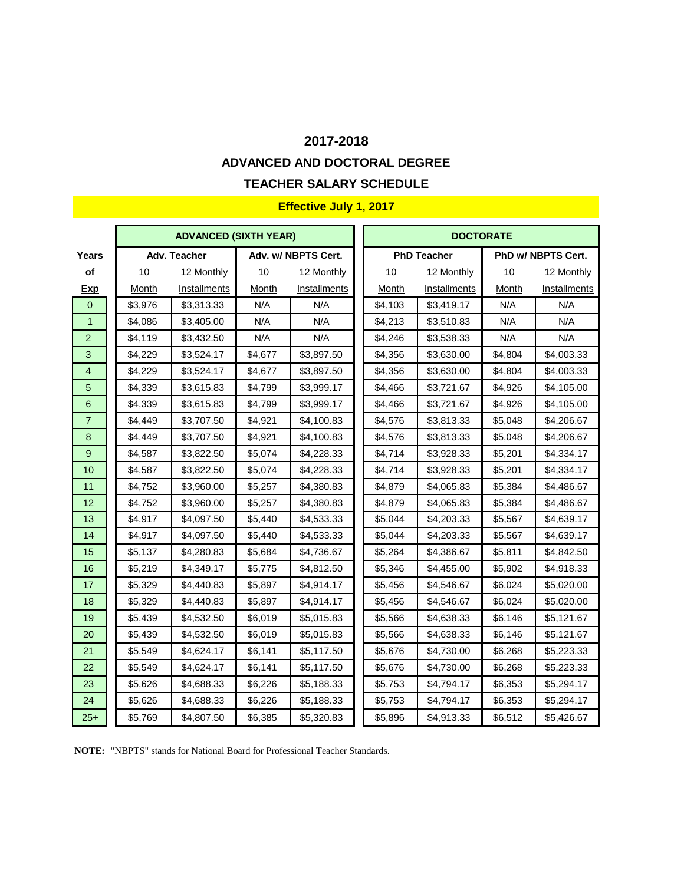## 2017-2018

## ADVANCED AND DOCTORAL DEGREE

## TEACHER SALARY SCHEDULE

**Effective July 1, 2017**

| Years of Exp | ADVANCED (SIXTH YEAR) | | | | DOCTORATE | | | |
|---|---|---|---|---|---|---|---|---|
| | Adv. Teacher | | Adv. w/ NBPTS Cert. | | PhD Teacher | | PhD w/ NBPTS Cert. | |
| | 10 Month | 12 Monthly Installments | 10 Month | 12 Monthly Installments | 10 Month | 12 Monthly Installments | 10 Month | 12 Monthly Installments |
| 0 | $3,976 | $3,313.33 | N/A | N/A | $4,103 | $3,419.17 | N/A | N/A |
| 1 | $4,086 | $3,405.00 | N/A | N/A | $4,213 | $3,510.83 | N/A | N/A |
| 2 | $4,119 | $3,432.50 | N/A | N/A | $4,246 | $3,538.33 | N/A | N/A |
| 3 | $4,229 | $3,524.17 | $4,677 | $3,897.50 | $4,356 | $3,630.00 | $4,804 | $4,003.33 |
| 4 | $4,229 | $3,524.17 | $4,677 | $3,897.50 | $4,356 | $3,630.00 | $4,804 | $4,003.33 |
| 5 | $4,339 | $3,615.83 | $4,799 | $3,999.17 | $4,466 | $3,721.67 | $4,926 | $4,105.00 |
| 6 | $4,339 | $3,615.83 | $4,799 | $3,999.17 | $4,466 | $3,721.67 | $4,926 | $4,105.00 |
| 7 | $4,449 | $3,707.50 | $4,921 | $4,100.83 | $4,576 | $3,813.33 | $5,048 | $4,206.67 |
| 8 | $4,449 | $3,707.50 | $4,921 | $4,100.83 | $4,576 | $3,813.33 | $5,048 | $4,206.67 |
| 9 | $4,587 | $3,822.50 | $5,074 | $4,228.33 | $4,714 | $3,928.33 | $5,201 | $4,334.17 |
| 10 | $4,587 | $3,822.50 | $5,074 | $4,228.33 | $4,714 | $3,928.33 | $5,201 | $4,334.17 |
| 11 | $4,752 | $3,960.00 | $5,257 | $4,380.83 | $4,879 | $4,065.83 | $5,384 | $4,486.67 |
| 12 | $4,752 | $3,960.00 | $5,257 | $4,380.83 | $4,879 | $4,065.83 | $5,384 | $4,486.67 |
| 13 | $4,917 | $4,097.50 | $5,440 | $4,533.33 | $5,044 | $4,203.33 | $5,567 | $4,639.17 |
| 14 | $4,917 | $4,097.50 | $5,440 | $4,533.33 | $5,044 | $4,203.33 | $5,567 | $4,639.17 |
| 15 | $5,137 | $4,280.83 | $5,684 | $4,736.67 | $5,264 | $4,386.67 | $5,811 | $4,842.50 |
| 16 | $5,219 | $4,349.17 | $5,775 | $4,812.50 | $5,346 | $4,455.00 | $5,902 | $4,918.33 |
| 17 | $5,329 | $4,440.83 | $5,897 | $4,914.17 | $5,456 | $4,546.67 | $6,024 | $5,020.00 |
| 18 | $5,329 | $4,440.83 | $5,897 | $4,914.17 | $5,456 | $4,546.67 | $6,024 | $5,020.00 |
| 19 | $5,439 | $4,532.50 | $6,019 | $5,015.83 | $5,566 | $4,638.33 | $6,146 | $5,121.67 |
| 20 | $5,439 | $4,532.50 | $6,019 | $5,015.83 | $5,566 | $4,638.33 | $6,146 | $5,121.67 |
| 21 | $5,549 | $4,624.17 | $6,141 | $5,117.50 | $5,676 | $4,730.00 | $6,268 | $5,223.33 |
| 22 | $5,549 | $4,624.17 | $6,141 | $5,117.50 | $5,676 | $4,730.00 | $6,268 | $5,223.33 |
| 23 | $5,626 | $4,688.33 | $6,226 | $5,188.33 | $5,753 | $4,794.17 | $6,353 | $5,294.17 |
| 24 | $5,626 | $4,688.33 | $6,226 | $5,188.33 | $5,753 | $4,794.17 | $6,353 | $5,294.17 |
| 25+ | $5,769 | $4,807.50 | $6,385 | $5,320.83 | $5,896 | $4,913.33 | $6,512 | $5,426.67 |

**NOTE:** "NBPTS" stands for National Board for Professional Teacher Standards.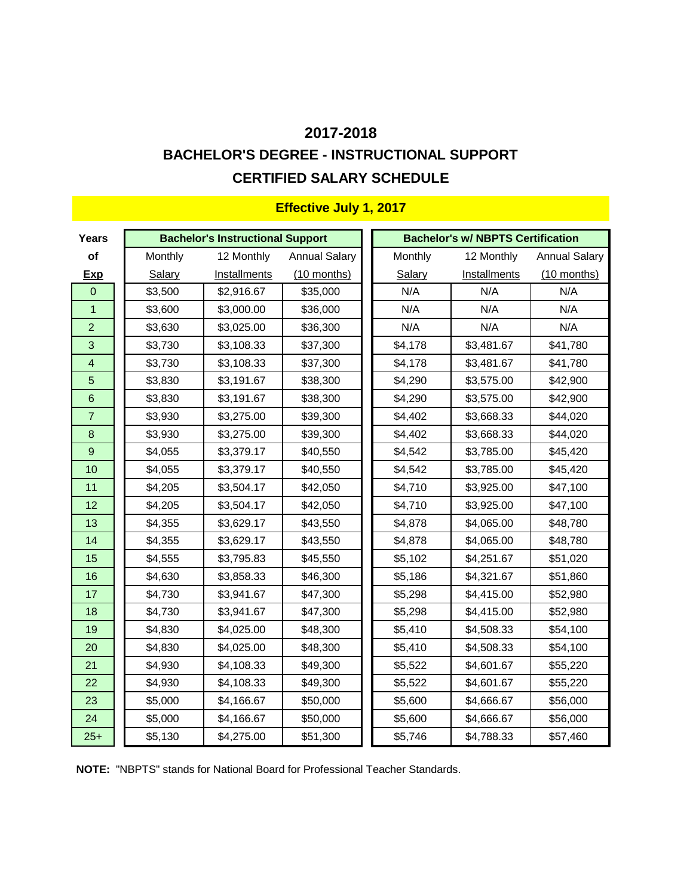# 2017-2018

## BACHELOR'S DEGREE - INSTRUCTIONAL SUPPORT

## CERTIFIED SALARY SCHEDULE

**Effective July 1, 2017**

| Years of Exp | Bachelor's Instructional Support | | | Bachelor's w/ NBPTS Certification | | |
|---|---|---|---|---|---|---|
| | Monthly Salary | 12 Monthly Installments | Annual Salary (10 months) | Monthly Salary | 12 Monthly Installments | Annual Salary (10 months) |
| 0 | $3,500 | $2,916.67 | $35,000 | N/A | N/A | N/A |
| 1 | $3,600 | $3,000.00 | $36,000 | N/A | N/A | N/A |
| 2 | $3,630 | $3,025.00 | $36,300 | N/A | N/A | N/A |
| 3 | $3,730 | $3,108.33 | $37,300 | $4,178 | $3,481.67 | $41,780 |
| 4 | $3,730 | $3,108.33 | $37,300 | $4,178 | $3,481.67 | $41,780 |
| 5 | $3,830 | $3,191.67 | $38,300 | $4,290 | $3,575.00 | $42,900 |
| 6 | $3,830 | $3,191.67 | $38,300 | $4,290 | $3,575.00 | $42,900 |
| 7 | $3,930 | $3,275.00 | $39,300 | $4,402 | $3,668.33 | $44,020 |
| 8 | $3,930 | $3,275.00 | $39,300 | $4,402 | $3,668.33 | $44,020 |
| 9 | $4,055 | $3,379.17 | $40,550 | $4,542 | $3,785.00 | $45,420 |
| 10 | $4,055 | $3,379.17 | $40,550 | $4,542 | $3,785.00 | $45,420 |
| 11 | $4,205 | $3,504.17 | $42,050 | $4,710 | $3,925.00 | $47,100 |
| 12 | $4,205 | $3,504.17 | $42,050 | $4,710 | $3,925.00 | $47,100 |
| 13 | $4,355 | $3,629.17 | $43,550 | $4,878 | $4,065.00 | $48,780 |
| 14 | $4,355 | $3,629.17 | $43,550 | $4,878 | $4,065.00 | $48,780 |
| 15 | $4,555 | $3,795.83 | $45,550 | $5,102 | $4,251.67 | $51,020 |
| 16 | $4,630 | $3,858.33 | $46,300 | $5,186 | $4,321.67 | $51,860 |
| 17 | $4,730 | $3,941.67 | $47,300 | $5,298 | $4,415.00 | $52,980 |
| 18 | $4,730 | $3,941.67 | $47,300 | $5,298 | $4,415.00 | $52,980 |
| 19 | $4,830 | $4,025.00 | $48,300 | $5,410 | $4,508.33 | $54,100 |
| 20 | $4,830 | $4,025.00 | $48,300 | $5,410 | $4,508.33 | $54,100 |
| 21 | $4,930 | $4,108.33 | $49,300 | $5,522 | $4,601.67 | $55,220 |
| 22 | $4,930 | $4,108.33 | $49,300 | $5,522 | $4,601.67 | $55,220 |
| 23 | $5,000 | $4,166.67 | $50,000 | $5,600 | $4,666.67 | $56,000 |
| 24 | $5,000 | $4,166.67 | $50,000 | $5,600 | $4,666.67 | $56,000 |
| 25+ | $5,130 | $4,275.00 | $51,300 | $5,746 | $4,788.33 | $57,460 |

**NOTE:** "NBPTS" stands for National Board for Professional Teacher Standards.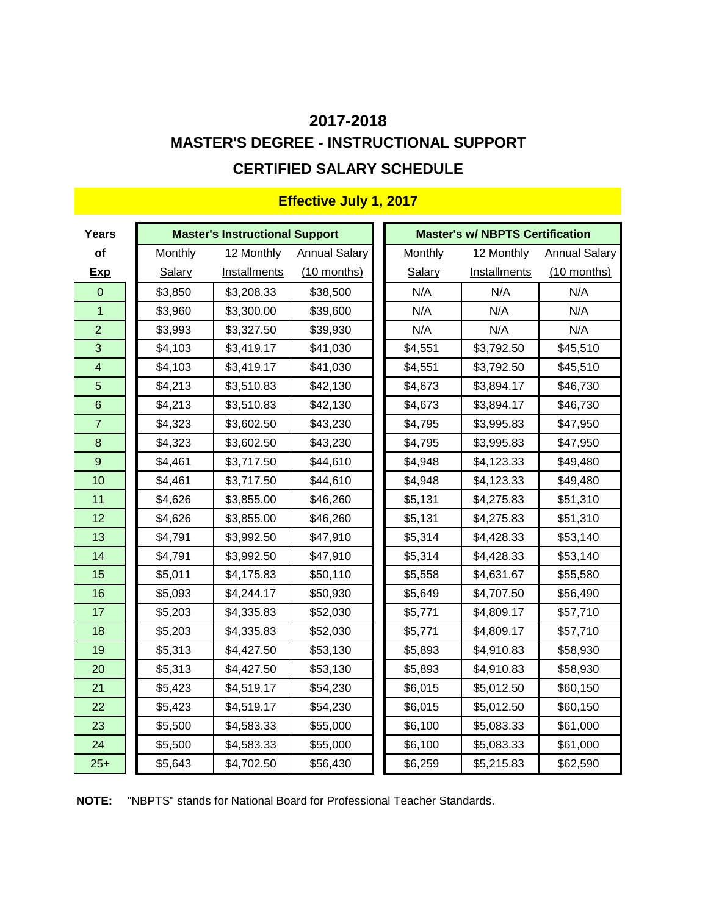# 2017-2018

## MASTER'S DEGREE - INSTRUCTIONAL SUPPORT

## CERTIFIED SALARY SCHEDULE

**Effective July 1, 2017**

| Years of Exp | Master's Instructional Support | | | Master's w/ NBPTS Certification | | |
|---|---|---|---|---|---|---|
| | Monthly Salary | 12 Monthly Installments | Annual Salary (10 months) | Monthly Salary | 12 Monthly Installments | Annual Salary (10 months) |
| 0 | $3,850 | $3,208.33 | $38,500 | N/A | N/A | N/A |
| 1 | $3,960 | $3,300.00 | $39,600 | N/A | N/A | N/A |
| 2 | $3,993 | $3,327.50 | $39,930 | N/A | N/A | N/A |
| 3 | $4,103 | $3,419.17 | $41,030 | $4,551 | $3,792.50 | $45,510 |
| 4 | $4,103 | $3,419.17 | $41,030 | $4,551 | $3,792.50 | $45,510 |
| 5 | $4,213 | $3,510.83 | $42,130 | $4,673 | $3,894.17 | $46,730 |
| 6 | $4,213 | $3,510.83 | $42,130 | $4,673 | $3,894.17 | $46,730 |
| 7 | $4,323 | $3,602.50 | $43,230 | $4,795 | $3,995.83 | $47,950 |
| 8 | $4,323 | $3,602.50 | $43,230 | $4,795 | $3,995.83 | $47,950 |
| 9 | $4,461 | $3,717.50 | $44,610 | $4,948 | $4,123.33 | $49,480 |
| 10 | $4,461 | $3,717.50 | $44,610 | $4,948 | $4,123.33 | $49,480 |
| 11 | $4,626 | $3,855.00 | $46,260 | $5,131 | $4,275.83 | $51,310 |
| 12 | $4,626 | $3,855.00 | $46,260 | $5,131 | $4,275.83 | $51,310 |
| 13 | $4,791 | $3,992.50 | $47,910 | $5,314 | $4,428.33 | $53,140 |
| 14 | $4,791 | $3,992.50 | $47,910 | $5,314 | $4,428.33 | $53,140 |
| 15 | $5,011 | $4,175.83 | $50,110 | $5,558 | $4,631.67 | $55,580 |
| 16 | $5,093 | $4,244.17 | $50,930 | $5,649 | $4,707.50 | $56,490 |
| 17 | $5,203 | $4,335.83 | $52,030 | $5,771 | $4,809.17 | $57,710 |
| 18 | $5,203 | $4,335.83 | $52,030 | $5,771 | $4,809.17 | $57,710 |
| 19 | $5,313 | $4,427.50 | $53,130 | $5,893 | $4,910.83 | $58,930 |
| 20 | $5,313 | $4,427.50 | $53,130 | $5,893 | $4,910.83 | $58,930 |
| 21 | $5,423 | $4,519.17 | $54,230 | $6,015 | $5,012.50 | $60,150 |
| 22 | $5,423 | $4,519.17 | $54,230 | $6,015 | $5,012.50 | $60,150 |
| 23 | $5,500 | $4,583.33 | $55,000 | $6,100 | $5,083.33 | $61,000 |
| 24 | $5,500 | $4,583.33 | $55,000 | $6,100 | $5,083.33 | $61,000 |
| 25+ | $5,643 | $4,702.50 | $56,430 | $6,259 | $5,215.83 | $62,590 |

**NOTE:** "NBPTS" stands for National Board for Professional Teacher Standards.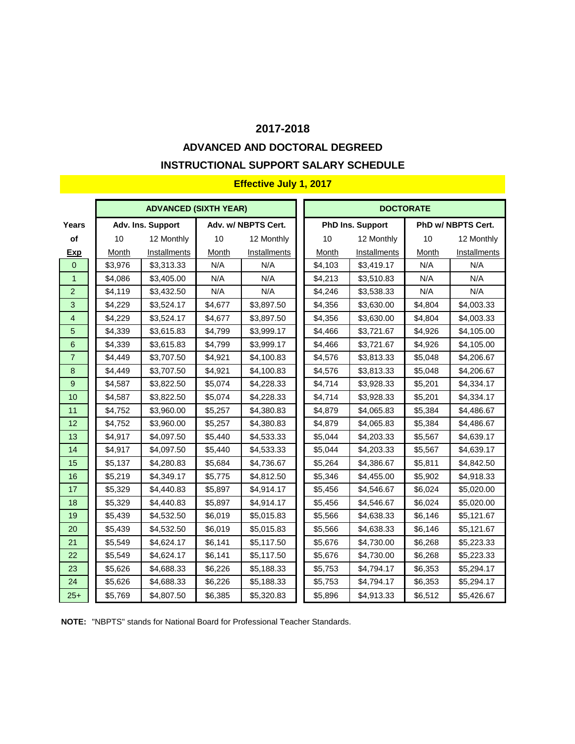## 2017-2018

## ADVANCED AND DOCTORAL DEGREED

## INSTRUCTIONAL SUPPORT SALARY SCHEDULE

**Effective July 1, 2017**

| Years | ADVANCED (SIXTH YEAR) | | | | DOCTORATE | | | |
|---|---|---|---|---|---|---|---|---|
| of | Adv. Ins. Support | | Adv. w/ NBPTS Cert. | | PhD Ins. Support | | PhD w/ NBPTS Cert. | |
| Exp | 10 Month | 12 Monthly Installments | 10 Month | 12 Monthly Installments | 10 Month | 12 Monthly Installments | 10 Month | 12 Monthly Installments |
| 0 | $3,976 | $3,313.33 | N/A | N/A | $4,103 | $3,419.17 | N/A | N/A |
| 1 | $4,086 | $3,405.00 | N/A | N/A | $4,213 | $3,510.83 | N/A | N/A |
| 2 | $4,119 | $3,432.50 | N/A | N/A | $4,246 | $3,538.33 | N/A | N/A |
| 3 | $4,229 | $3,524.17 | $4,677 | $3,897.50 | $4,356 | $3,630.00 | $4,804 | $4,003.33 |
| 4 | $4,229 | $3,524.17 | $4,677 | $3,897.50 | $4,356 | $3,630.00 | $4,804 | $4,003.33 |
| 5 | $4,339 | $3,615.83 | $4,799 | $3,999.17 | $4,466 | $3,721.67 | $4,926 | $4,105.00 |
| 6 | $4,339 | $3,615.83 | $4,799 | $3,999.17 | $4,466 | $3,721.67 | $4,926 | $4,105.00 |
| 7 | $4,449 | $3,707.50 | $4,921 | $4,100.83 | $4,576 | $3,813.33 | $5,048 | $4,206.67 |
| 8 | $4,449 | $3,707.50 | $4,921 | $4,100.83 | $4,576 | $3,813.33 | $5,048 | $4,206.67 |
| 9 | $4,587 | $3,822.50 | $5,074 | $4,228.33 | $4,714 | $3,928.33 | $5,201 | $4,334.17 |
| 10 | $4,587 | $3,822.50 | $5,074 | $4,228.33 | $4,714 | $3,928.33 | $5,201 | $4,334.17 |
| 11 | $4,752 | $3,960.00 | $5,257 | $4,380.83 | $4,879 | $4,065.83 | $5,384 | $4,486.67 |
| 12 | $4,752 | $3,960.00 | $5,257 | $4,380.83 | $4,879 | $4,065.83 | $5,384 | $4,486.67 |
| 13 | $4,917 | $4,097.50 | $5,440 | $4,533.33 | $5,044 | $4,203.33 | $5,567 | $4,639.17 |
| 14 | $4,917 | $4,097.50 | $5,440 | $4,533.33 | $5,044 | $4,203.33 | $5,567 | $4,639.17 |
| 15 | $5,137 | $4,280.83 | $5,684 | $4,736.67 | $5,264 | $4,386.67 | $5,811 | $4,842.50 |
| 16 | $5,219 | $4,349.17 | $5,775 | $4,812.50 | $5,346 | $4,455.00 | $5,902 | $4,918.33 |
| 17 | $5,329 | $4,440.83 | $5,897 | $4,914.17 | $5,456 | $4,546.67 | $6,024 | $5,020.00 |
| 18 | $5,329 | $4,440.83 | $5,897 | $4,914.17 | $5,456 | $4,546.67 | $6,024 | $5,020.00 |
| 19 | $5,439 | $4,532.50 | $6,019 | $5,015.83 | $5,566 | $4,638.33 | $6,146 | $5,121.67 |
| 20 | $5,439 | $4,532.50 | $6,019 | $5,015.83 | $5,566 | $4,638.33 | $6,146 | $5,121.67 |
| 21 | $5,549 | $4,624.17 | $6,141 | $5,117.50 | $5,676 | $4,730.00 | $6,268 | $5,223.33 |
| 22 | $5,549 | $4,624.17 | $6,141 | $5,117.50 | $5,676 | $4,730.00 | $6,268 | $5,223.33 |
| 23 | $5,626 | $4,688.33 | $6,226 | $5,188.33 | $5,753 | $4,794.17 | $6,353 | $5,294.17 |
| 24 | $5,626 | $4,688.33 | $6,226 | $5,188.33 | $5,753 | $4,794.17 | $6,353 | $5,294.17 |
| 25+ | $5,769 | $4,807.50 | $6,385 | $5,320.83 | $5,896 | $4,913.33 | $6,512 | $5,426.67 |

**NOTE:** "NBPTS" stands for National Board for Professional Teacher Standards.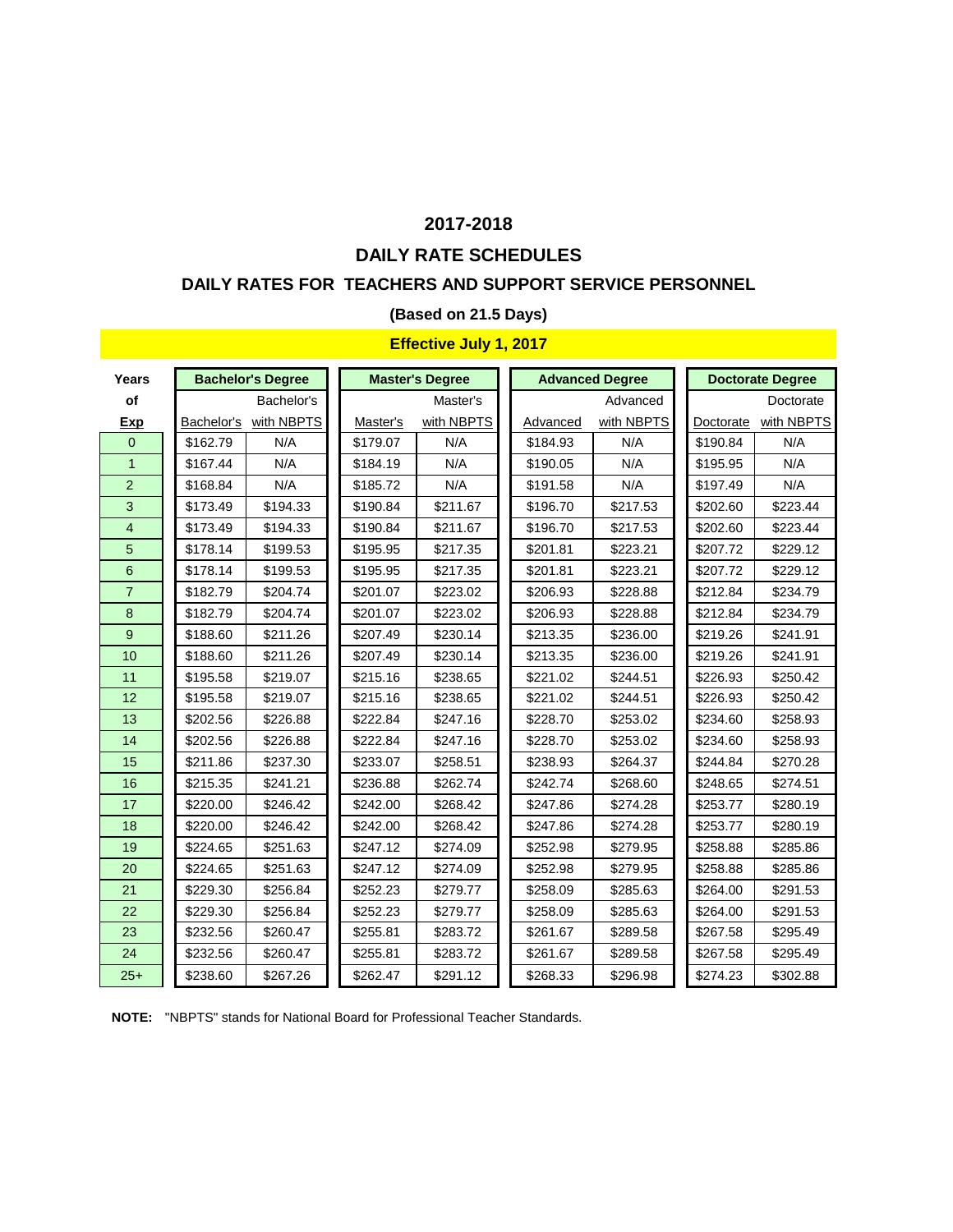# 2017-2018

## DAILY RATE SCHEDULES

### DAILY RATES FOR TEACHERS AND SUPPORT SERVICE PERSONNEL

**(Based on 21.5 Days)**

**Effective July 1, 2017**

| Years of Exp | Bachelor's Degree | | Master's Degree | | Advanced Degree | | Doctorate Degree | |
|---|---|---|---|---|---|---|---|---|
| | Bachelor's | Bachelor's with NBPTS | Master's | Master's with NBPTS | Advanced | Advanced with NBPTS | Doctorate | Doctorate with NBPTS |
| 0 | $162.79 | N/A | $179.07 | N/A | $184.93 | N/A | $190.84 | N/A |
| 1 | $167.44 | N/A | $184.19 | N/A | $190.05 | N/A | $195.95 | N/A |
| 2 | $168.84 | N/A | $185.72 | N/A | $191.58 | N/A | $197.49 | N/A |
| 3 | $173.49 | $194.33 | $190.84 | $211.67 | $196.70 | $217.53 | $202.60 | $223.44 |
| 4 | $173.49 | $194.33 | $190.84 | $211.67 | $196.70 | $217.53 | $202.60 | $223.44 |
| 5 | $178.14 | $199.53 | $195.95 | $217.35 | $201.81 | $223.21 | $207.72 | $229.12 |
| 6 | $178.14 | $199.53 | $195.95 | $217.35 | $201.81 | $223.21 | $207.72 | $229.12 |
| 7 | $182.79 | $204.74 | $201.07 | $223.02 | $206.93 | $228.88 | $212.84 | $234.79 |
| 8 | $182.79 | $204.74 | $201.07 | $223.02 | $206.93 | $228.88 | $212.84 | $234.79 |
| 9 | $188.60 | $211.26 | $207.49 | $230.14 | $213.35 | $236.00 | $219.26 | $241.91 |
| 10 | $188.60 | $211.26 | $207.49 | $230.14 | $213.35 | $236.00 | $219.26 | $241.91 |
| 11 | $195.58 | $219.07 | $215.16 | $238.65 | $221.02 | $244.51 | $226.93 | $250.42 |
| 12 | $195.58 | $219.07 | $215.16 | $238.65 | $221.02 | $244.51 | $226.93 | $250.42 |
| 13 | $202.56 | $226.88 | $222.84 | $247.16 | $228.70 | $253.02 | $234.60 | $258.93 |
| 14 | $202.56 | $226.88 | $222.84 | $247.16 | $228.70 | $253.02 | $234.60 | $258.93 |
| 15 | $211.86 | $237.30 | $233.07 | $258.51 | $238.93 | $264.37 | $244.84 | $270.28 |
| 16 | $215.35 | $241.21 | $236.88 | $262.74 | $242.74 | $268.60 | $248.65 | $274.51 |
| 17 | $220.00 | $246.42 | $242.00 | $268.42 | $247.86 | $274.28 | $253.77 | $280.19 |
| 18 | $220.00 | $246.42 | $242.00 | $268.42 | $247.86 | $274.28 | $253.77 | $280.19 |
| 19 | $224.65 | $251.63 | $247.12 | $274.09 | $252.98 | $279.95 | $258.88 | $285.86 |
| 20 | $224.65 | $251.63 | $247.12 | $274.09 | $252.98 | $279.95 | $258.88 | $285.86 |
| 21 | $229.30 | $256.84 | $252.23 | $279.77 | $258.09 | $285.63 | $264.00 | $291.53 |
| 22 | $229.30 | $256.84 | $252.23 | $279.77 | $258.09 | $285.63 | $264.00 | $291.53 |
| 23 | $232.56 | $260.47 | $255.81 | $283.72 | $261.67 | $289.58 | $267.58 | $295.49 |
| 24 | $232.56 | $260.47 | $255.81 | $283.72 | $261.67 | $289.58 | $267.58 | $295.49 |
| 25+ | $238.60 | $267.26 | $262.47 | $291.12 | $268.33 | $296.98 | $274.23 | $302.88 |

**NOTE:** "NBPTS" stands for National Board for Professional Teacher Standards.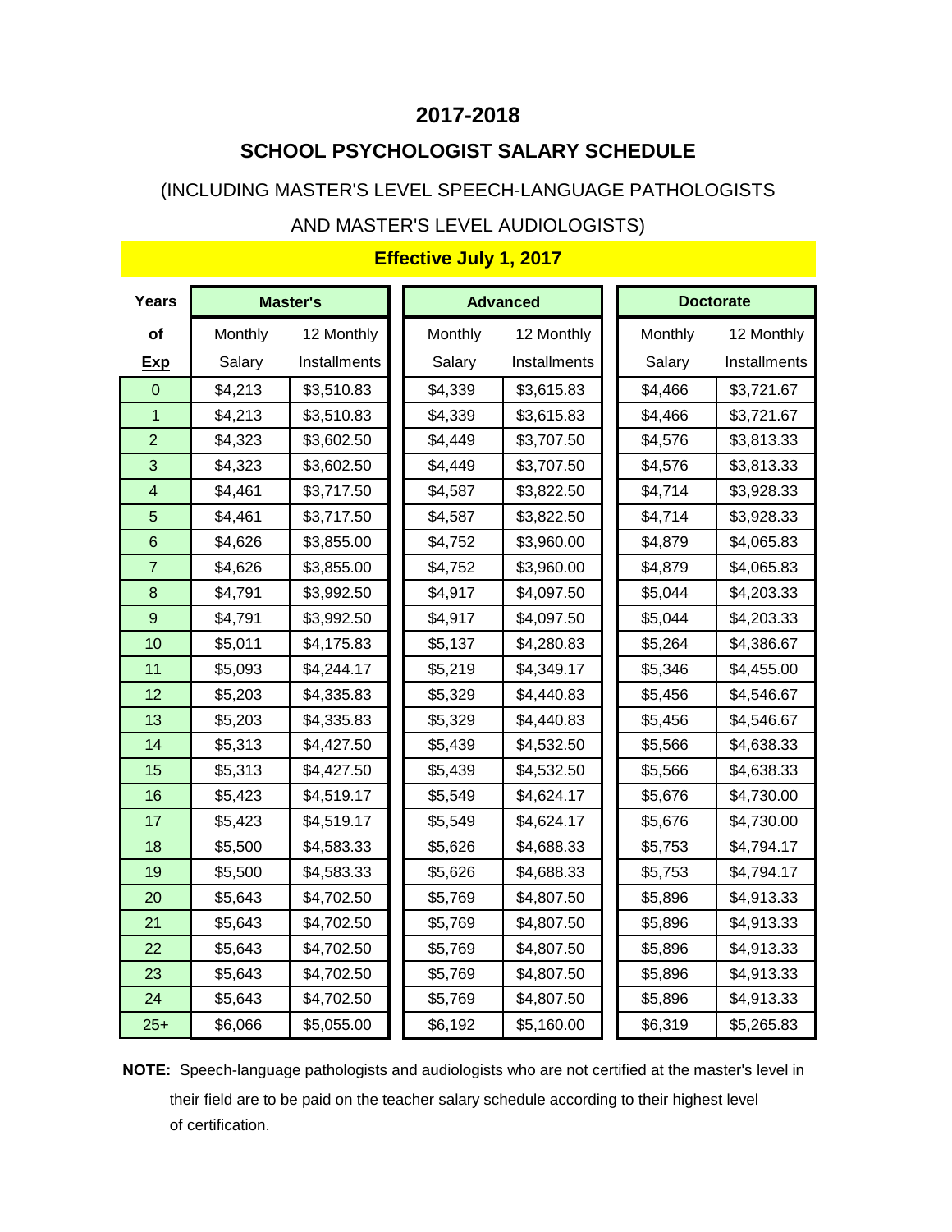# 2017-2018

## SCHOOL PSYCHOLOGIST SALARY SCHEDULE

(INCLUDING MASTER'S LEVEL SPEECH-LANGUAGE PATHOLOGISTS AND MASTER'S LEVEL AUDIOLOGISTS)

**Effective July 1, 2017**

| Years of Exp | Master's | | Advanced | | Doctorate | |
|---|---|---|---|---|---|---|
| | Monthly Salary | 12 Monthly Installments | Monthly Salary | 12 Monthly Installments | Monthly Salary | 12 Monthly Installments |
| 0 | $4,213 | $3,510.83 | $4,339 | $3,615.83 | $4,466 | $3,721.67 |
| 1 | $4,213 | $3,510.83 | $4,339 | $3,615.83 | $4,466 | $3,721.67 |
| 2 | $4,323 | $3,602.50 | $4,449 | $3,707.50 | $4,576 | $3,813.33 |
| 3 | $4,323 | $3,602.50 | $4,449 | $3,707.50 | $4,576 | $3,813.33 |
| 4 | $4,461 | $3,717.50 | $4,587 | $3,822.50 | $4,714 | $3,928.33 |
| 5 | $4,461 | $3,717.50 | $4,587 | $3,822.50 | $4,714 | $3,928.33 |
| 6 | $4,626 | $3,855.00 | $4,752 | $3,960.00 | $4,879 | $4,065.83 |
| 7 | $4,626 | $3,855.00 | $4,752 | $3,960.00 | $4,879 | $4,065.83 |
| 8 | $4,791 | $3,992.50 | $4,917 | $4,097.50 | $5,044 | $4,203.33 |
| 9 | $4,791 | $3,992.50 | $4,917 | $4,097.50 | $5,044 | $4,203.33 |
| 10 | $5,011 | $4,175.83 | $5,137 | $4,280.83 | $5,264 | $4,386.67 |
| 11 | $5,093 | $4,244.17 | $5,219 | $4,349.17 | $5,346 | $4,455.00 |
| 12 | $5,203 | $4,335.83 | $5,329 | $4,440.83 | $5,456 | $4,546.67 |
| 13 | $5,203 | $4,335.83 | $5,329 | $4,440.83 | $5,456 | $4,546.67 |
| 14 | $5,313 | $4,427.50 | $5,439 | $4,532.50 | $5,566 | $4,638.33 |
| 15 | $5,313 | $4,427.50 | $5,439 | $4,532.50 | $5,566 | $4,638.33 |
| 16 | $5,423 | $4,519.17 | $5,549 | $4,624.17 | $5,676 | $4,730.00 |
| 17 | $5,423 | $4,519.17 | $5,549 | $4,624.17 | $5,676 | $4,730.00 |
| 18 | $5,500 | $4,583.33 | $5,626 | $4,688.33 | $5,753 | $4,794.17 |
| 19 | $5,500 | $4,583.33 | $5,626 | $4,688.33 | $5,753 | $4,794.17 |
| 20 | $5,643 | $4,702.50 | $5,769 | $4,807.50 | $5,896 | $4,913.33 |
| 21 | $5,643 | $4,702.50 | $5,769 | $4,807.50 | $5,896 | $4,913.33 |
| 22 | $5,643 | $4,702.50 | $5,769 | $4,807.50 | $5,896 | $4,913.33 |
| 23 | $5,643 | $4,702.50 | $5,769 | $4,807.50 | $5,896 | $4,913.33 |
| 24 | $5,643 | $4,702.50 | $5,769 | $4,807.50 | $5,896 | $4,913.33 |
| 25+ | $6,066 | $5,055.00 | $6,192 | $5,160.00 | $6,319 | $5,265.83 |

**NOTE:** Speech-language pathologists and audiologists who are not certified at the master's level in their field are to be paid on the teacher salary schedule according to their highest level of certification.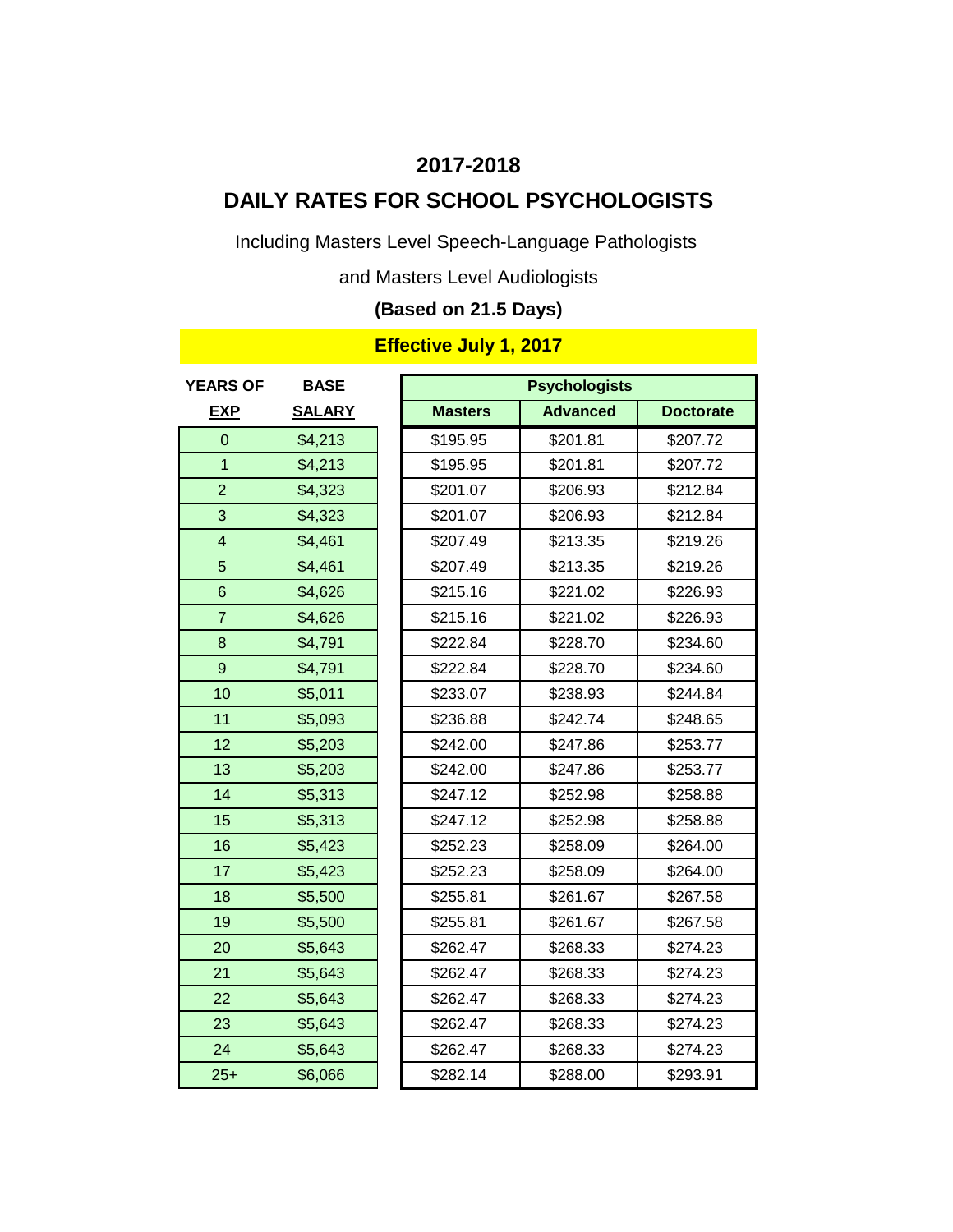## 2017-2018

## DAILY RATES FOR SCHOOL PSYCHOLOGISTS

Including Masters Level Speech-Language Pathologists

and Masters Level Audiologists

**(Based on 21.5 Days)**

**Effective July 1, 2017**

| YEARS OF EXP | BASE SALARY | Psychologists | | |
|---|---|---|---|---|
| | | Masters | Advanced | Doctorate |
| 0 | $4,213 | $195.95 | $201.81 | $207.72 |
| 1 | $4,213 | $195.95 | $201.81 | $207.72 |
| 2 | $4,323 | $201.07 | $206.93 | $212.84 |
| 3 | $4,323 | $201.07 | $206.93 | $212.84 |
| 4 | $4,461 | $207.49 | $213.35 | $219.26 |
| 5 | $4,461 | $207.49 | $213.35 | $219.26 |
| 6 | $4,626 | $215.16 | $221.02 | $226.93 |
| 7 | $4,626 | $215.16 | $221.02 | $226.93 |
| 8 | $4,791 | $222.84 | $228.70 | $234.60 |
| 9 | $4,791 | $222.84 | $228.70 | $234.60 |
| 10 | $5,011 | $233.07 | $238.93 | $244.84 |
| 11 | $5,093 | $236.88 | $242.74 | $248.65 |
| 12 | $5,203 | $242.00 | $247.86 | $253.77 |
| 13 | $5,203 | $242.00 | $247.86 | $253.77 |
| 14 | $5,313 | $247.12 | $252.98 | $258.88 |
| 15 | $5,313 | $247.12 | $252.98 | $258.88 |
| 16 | $5,423 | $252.23 | $258.09 | $264.00 |
| 17 | $5,423 | $252.23 | $258.09 | $264.00 |
| 18 | $5,500 | $255.81 | $261.67 | $267.58 |
| 19 | $5,500 | $255.81 | $261.67 | $267.58 |
| 20 | $5,643 | $262.47 | $268.33 | $274.23 |
| 21 | $5,643 | $262.47 | $268.33 | $274.23 |
| 22 | $5,643 | $262.47 | $268.33 | $274.23 |
| 23 | $5,643 | $262.47 | $268.33 | $274.23 |
| 24 | $5,643 | $262.47 | $268.33 | $274.23 |
| 25+ | $6,066 | $282.14 | $288.00 | $293.91 |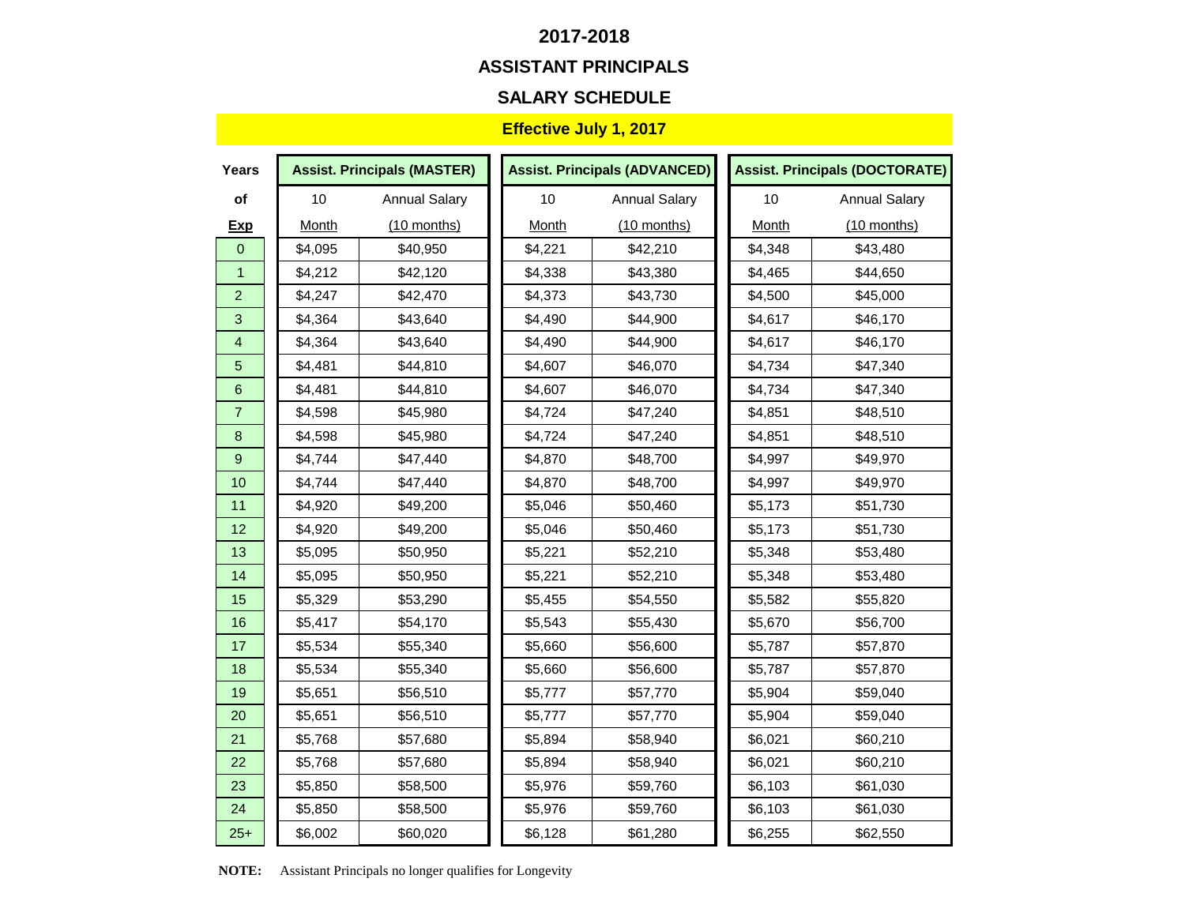## 2017-2018

## ASSISTANT PRINCIPALS

## SALARY SCHEDULE

**Effective July 1, 2017**

| Years of Exp | Assist. Principals (MASTER) | | Assist. Principals (ADVANCED) | | Assist. Principals (DOCTORATE) | |
|---|---|---|---|---|---|---|
| | 10 Month | Annual Salary (10 months) | 10 Month | Annual Salary (10 months) | 10 Month | Annual Salary (10 months) |
| 0 | $4,095 | $40,950 | $4,221 | $42,210 | $4,348 | $43,480 |
| 1 | $4,212 | $42,120 | $4,338 | $43,380 | $4,465 | $44,650 |
| 2 | $4,247 | $42,470 | $4,373 | $43,730 | $4,500 | $45,000 |
| 3 | $4,364 | $43,640 | $4,490 | $44,900 | $4,617 | $46,170 |
| 4 | $4,364 | $43,640 | $4,490 | $44,900 | $4,617 | $46,170 |
| 5 | $4,481 | $44,810 | $4,607 | $46,070 | $4,734 | $47,340 |
| 6 | $4,481 | $44,810 | $4,607 | $46,070 | $4,734 | $47,340 |
| 7 | $4,598 | $45,980 | $4,724 | $47,240 | $4,851 | $48,510 |
| 8 | $4,598 | $45,980 | $4,724 | $47,240 | $4,851 | $48,510 |
| 9 | $4,744 | $47,440 | $4,870 | $48,700 | $4,997 | $49,970 |
| 10 | $4,744 | $47,440 | $4,870 | $48,700 | $4,997 | $49,970 |
| 11 | $4,920 | $49,200 | $5,046 | $50,460 | $5,173 | $51,730 |
| 12 | $4,920 | $49,200 | $5,046 | $50,460 | $5,173 | $51,730 |
| 13 | $5,095 | $50,950 | $5,221 | $52,210 | $5,348 | $53,480 |
| 14 | $5,095 | $50,950 | $5,221 | $52,210 | $5,348 | $53,480 |
| 15 | $5,329 | $53,290 | $5,455 | $54,550 | $5,582 | $55,820 |
| 16 | $5,417 | $54,170 | $5,543 | $55,430 | $5,670 | $56,700 |
| 17 | $5,534 | $55,340 | $5,660 | $56,600 | $5,787 | $57,870 |
| 18 | $5,534 | $55,340 | $5,660 | $56,600 | $5,787 | $57,870 |
| 19 | $5,651 | $56,510 | $5,777 | $57,770 | $5,904 | $59,040 |
| 20 | $5,651 | $56,510 | $5,777 | $57,770 | $5,904 | $59,040 |
| 21 | $5,768 | $57,680 | $5,894 | $58,940 | $6,021 | $60,210 |
| 22 | $5,768 | $57,680 | $5,894 | $58,940 | $6,021 | $60,210 |
| 23 | $5,850 | $58,500 | $5,976 | $59,760 | $6,103 | $61,030 |
| 24 | $5,850 | $58,500 | $5,976 | $59,760 | $6,103 | $61,030 |
| 25+ | $6,002 | $60,020 | $6,128 | $61,280 | $6,255 | $62,550 |

**NOTE:** Assistant Principals no longer qualifies for Longevity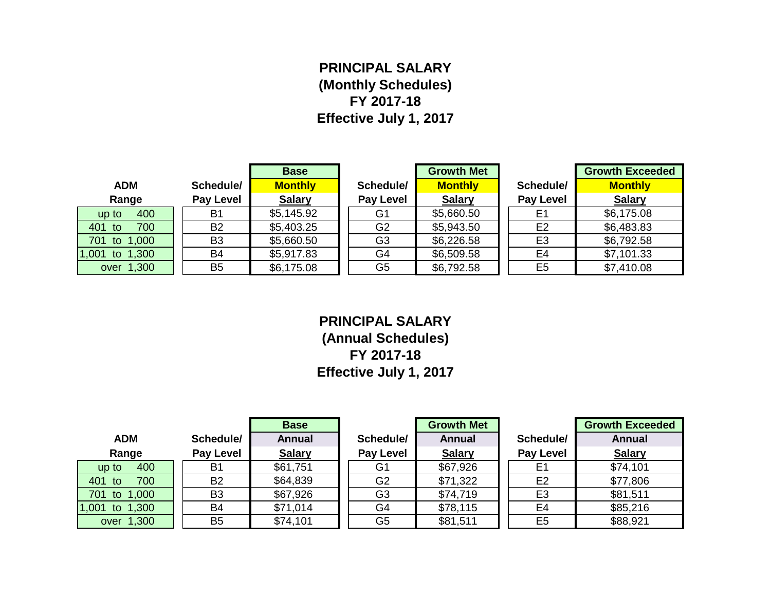## PRINCIPAL SALARY
## (Monthly Schedules)
## FY 2017-18
## Effective July 1, 2017

| ADM Range | Schedule/ Pay Level | Base Monthly Salary | Schedule/ Pay Level | Growth Met Monthly Salary | Schedule/ Pay Level | Growth Exceeded Monthly Salary |
|---|---|---|---|---|---|---|
| up to 400 | B1 | $5,145.92 | G1 | $5,660.50 | E1 | $6,175.08 |
| 401 to 700 | B2 | $5,403.25 | G2 | $5,943.50 | E2 | $6,483.83 |
| 701 to 1,000 | B3 | $5,660.50 | G3 | $6,226.58 | E3 | $6,792.58 |
| 1,001 to 1,300 | B4 | $5,917.83 | G4 | $6,509.58 | E4 | $7,101.33 |
| over 1,300 | B5 | $6,175.08 | G5 | $6,792.58 | E5 | $7,410.08 |

## PRINCIPAL SALARY
## (Annual Schedules)
## FY 2017-18
## Effective July 1, 2017

| ADM Range | Schedule/ Pay Level | Base Annual Salary | Schedule/ Pay Level | Growth Met Annual Salary | Schedule/ Pay Level | Growth Exceeded Annual Salary |
|---|---|---|---|---|---|---|
| up to 400 | B1 | $61,751 | G1 | $67,926 | E1 | $74,101 |
| 401 to 700 | B2 | $64,839 | G2 | $71,322 | E2 | $77,806 |
| 701 to 1,000 | B3 | $67,926 | G3 | $74,719 | E3 | $81,511 |
| 1,001 to 1,300 | B4 | $71,014 | G4 | $78,115 | E4 | $85,216 |
| over 1,300 | B5 | $74,101 | G5 | $81,511 | E5 | $88,921 |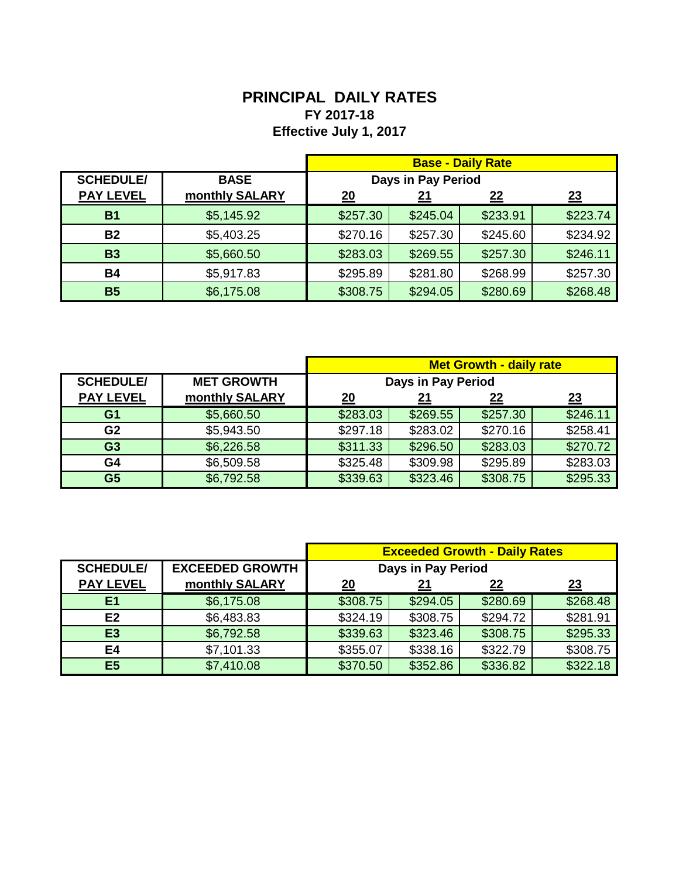# PRINCIPAL DAILY RATES

## FY 2017-18

## Effective July 1, 2017

| SCHEDULE/ PAY LEVEL | BASE monthly SALARY | Base - Daily Rate Days in Pay Period 20 | 21 | 22 | 23 |
|---|---|---|---|---|---|
| B1 | $5,145.92 | $257.30 | $245.04 | $233.91 | $223.74 |
| B2 | $5,403.25 | $270.16 | $257.30 | $245.60 | $234.92 |
| B3 | $5,660.50 | $283.03 | $269.55 | $257.30 | $246.11 |
| B4 | $5,917.83 | $295.89 | $281.80 | $268.99 | $257.30 |
| B5 | $6,175.08 | $308.75 | $294.05 | $280.69 | $268.48 |

| SCHEDULE/ PAY LEVEL | MET GROWTH monthly SALARY | Met Growth - daily rate Days in Pay Period 20 | 21 | 22 | 23 |
|---|---|---|---|---|---|
| G1 | $5,660.50 | $283.03 | $269.55 | $257.30 | $246.11 |
| G2 | $5,943.50 | $297.18 | $283.02 | $270.16 | $258.41 |
| G3 | $6,226.58 | $311.33 | $296.50 | $283.03 | $270.72 |
| G4 | $6,509.58 | $325.48 | $309.98 | $295.89 | $283.03 |
| G5 | $6,792.58 | $339.63 | $323.46 | $308.75 | $295.33 |

| SCHEDULE/ PAY LEVEL | EXCEEDED GROWTH monthly SALARY | Exceeded Growth - Daily Rates Days in Pay Period 20 | 21 | 22 | 23 |
|---|---|---|---|---|---|
| E1 | $6,175.08 | $308.75 | $294.05 | $280.69 | $268.48 |
| E2 | $6,483.83 | $324.19 | $308.75 | $294.72 | $281.91 |
| E3 | $6,792.58 | $339.63 | $323.46 | $308.75 | $295.33 |
| E4 | $7,101.33 | $355.07 | $338.16 | $322.79 | $308.75 |
| E5 | $7,410.08 | $370.50 | $352.86 | $336.82 | $322.18 |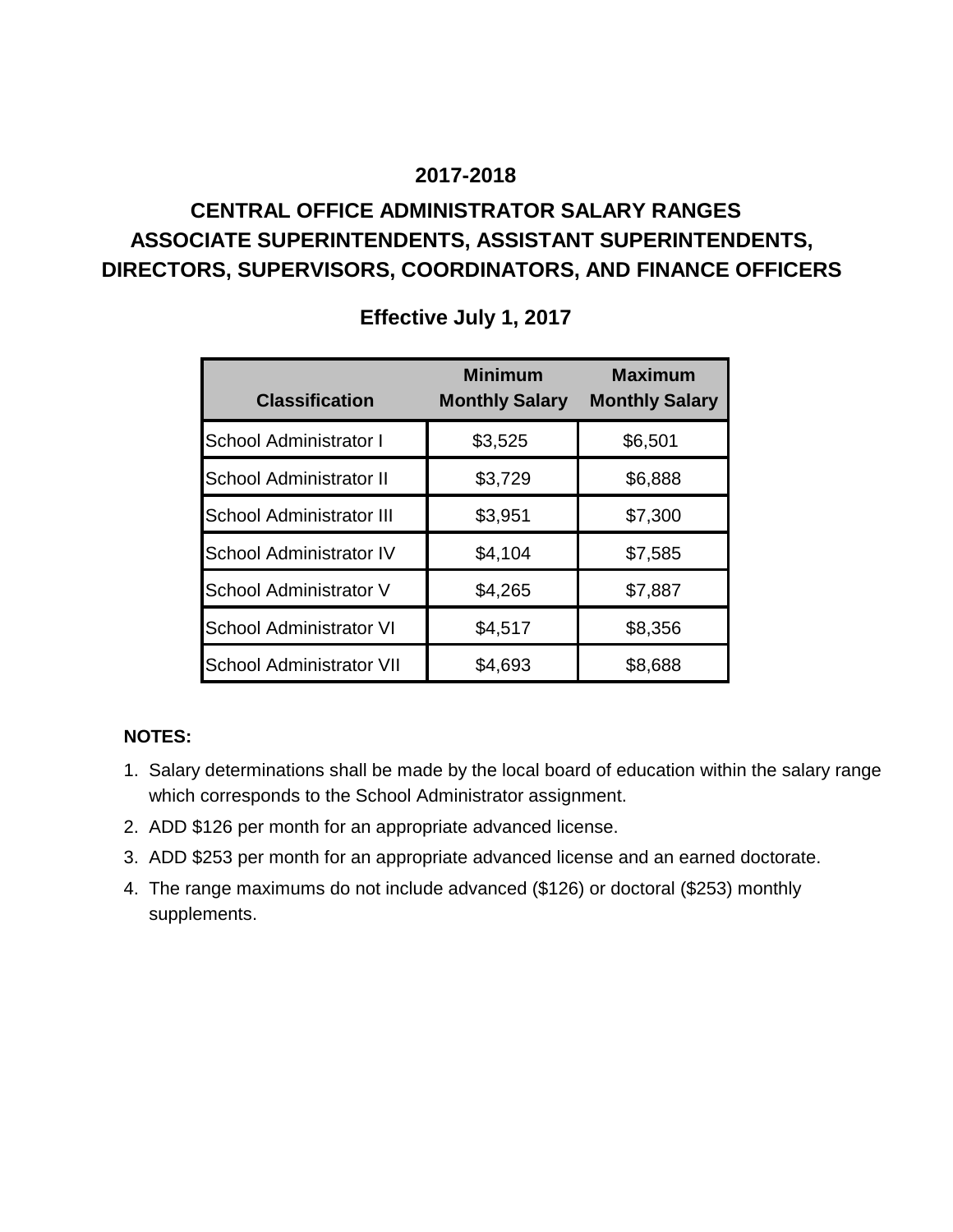## 2017-2018

## CENTRAL OFFICE ADMINISTRATOR SALARY RANGES
## ASSOCIATE SUPERINTENDENTS, ASSISTANT SUPERINTENDENTS, DIRECTORS, SUPERVISORS, COORDINATORS, AND FINANCE OFFICERS

### Effective July 1, 2017

| Classification | Minimum Monthly Salary | Maximum Monthly Salary |
|---|---|---|
| School Administrator I | $3,525 | $6,501 |
| School Administrator II | $3,729 | $6,888 |
| School Administrator III | $3,951 | $7,300 |
| School Administrator IV | $4,104 | $7,585 |
| School Administrator V | $4,265 | $7,887 |
| School Administrator VI | $4,517 | $8,356 |
| School Administrator VII | $4,693 | $8,688 |

**NOTES:**

1. Salary determinations shall be made by the local board of education within the salary range which corresponds to the School Administrator assignment.
2. ADD $126 per month for an appropriate advanced license.
3. ADD $253 per month for an appropriate advanced license and an earned doctorate.
4. The range maximums do not include advanced ($126) or doctoral ($253) monthly supplements.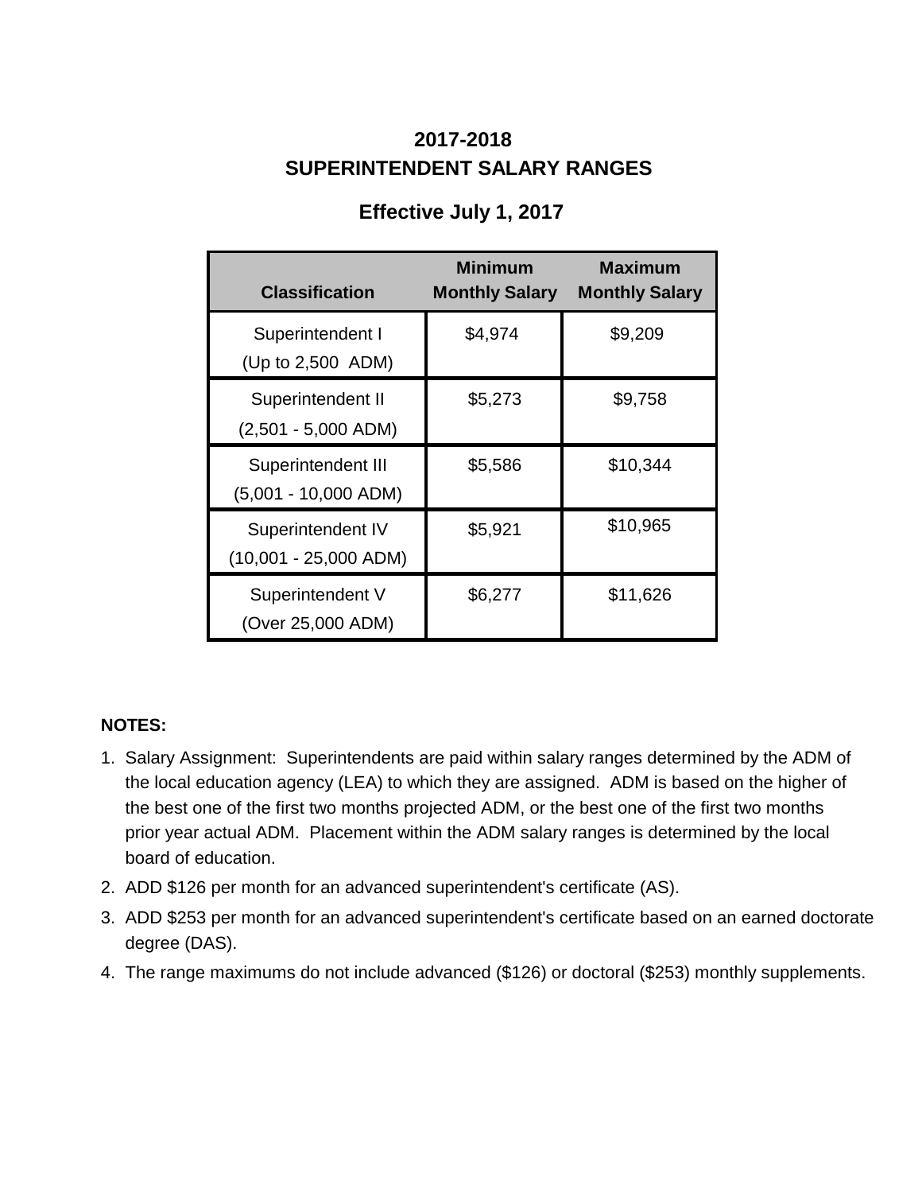# 2017-2018
# SUPERINTENDENT SALARY RANGES

## Effective July 1, 2017

| Classification | Minimum Monthly Salary | Maximum Monthly Salary |
|---|---|---|
| Superintendent I (Up to 2,500 ADM) | $4,974 | $9,209 |
| Superintendent II (2,501 - 5,000 ADM) | $5,273 | $9,758 |
| Superintendent III (5,001 - 10,000 ADM) | $5,586 | $10,344 |
| Superintendent IV (10,001 - 25,000 ADM) | $5,921 | $10,965 |
| Superintendent V (Over 25,000 ADM) | $6,277 | $11,626 |

**NOTES:**

1. Salary Assignment: Superintendents are paid within salary ranges determined by the ADM of the local education agency (LEA) to which they are assigned. ADM is based on the higher of the best one of the first two months projected ADM, or the best one of the first two months prior year actual ADM. Placement within the ADM salary ranges is determined by the local board of education.
2. ADD $126 per month for an advanced superintendent's certificate (AS).
3. ADD $253 per month for an advanced superintendent's certificate based on an earned doctorate degree (DAS).
4. The range maximums do not include advanced ($126) or doctoral ($253) monthly supplements.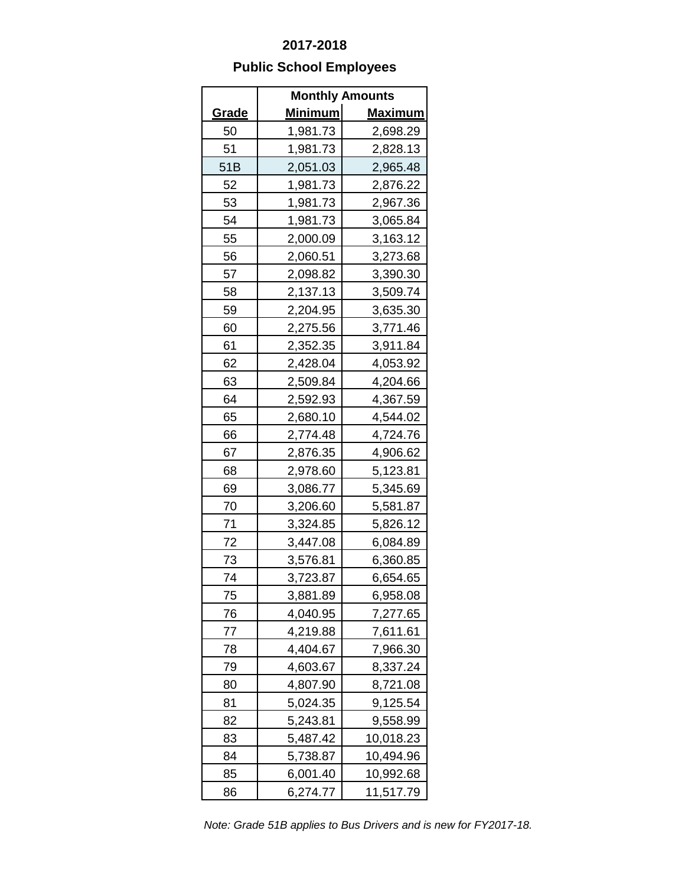# 2017-2018

## Public School Employees

| Grade | Monthly Amounts | |
|---|---|---|
| | Minimum | Maximum |
| 50 | 1,981.73 | 2,698.29 |
| 51 | 1,981.73 | 2,828.13 |
| 51B | 2,051.03 | 2,965.48 |
| 52 | 1,981.73 | 2,876.22 |
| 53 | 1,981.73 | 2,967.36 |
| 54 | 1,981.73 | 3,065.84 |
| 55 | 2,000.09 | 3,163.12 |
| 56 | 2,060.51 | 3,273.68 |
| 57 | 2,098.82 | 3,390.30 |
| 58 | 2,137.13 | 3,509.74 |
| 59 | 2,204.95 | 3,635.30 |
| 60 | 2,275.56 | 3,771.46 |
| 61 | 2,352.35 | 3,911.84 |
| 62 | 2,428.04 | 4,053.92 |
| 63 | 2,509.84 | 4,204.66 |
| 64 | 2,592.93 | 4,367.59 |
| 65 | 2,680.10 | 4,544.02 |
| 66 | 2,774.48 | 4,724.76 |
| 67 | 2,876.35 | 4,906.62 |
| 68 | 2,978.60 | 5,123.81 |
| 69 | 3,086.77 | 5,345.69 |
| 70 | 3,206.60 | 5,581.87 |
| 71 | 3,324.85 | 5,826.12 |
| 72 | 3,447.08 | 6,084.89 |
| 73 | 3,576.81 | 6,360.85 |
| 74 | 3,723.87 | 6,654.65 |
| 75 | 3,881.89 | 6,958.08 |
| 76 | 4,040.95 | 7,277.65 |
| 77 | 4,219.88 | 7,611.61 |
| 78 | 4,404.67 | 7,966.30 |
| 79 | 4,603.67 | 8,337.24 |
| 80 | 4,807.90 | 8,721.08 |
| 81 | 5,024.35 | 9,125.54 |
| 82 | 5,243.81 | 9,558.99 |
| 83 | 5,487.42 | 10,018.23 |
| 84 | 5,738.87 | 10,494.96 |
| 85 | 6,001.40 | 10,992.68 |
| 86 | 6,274.77 | 11,517.79 |

*Note: Grade 51B applies to Bus Drivers and is new for FY2017-18.*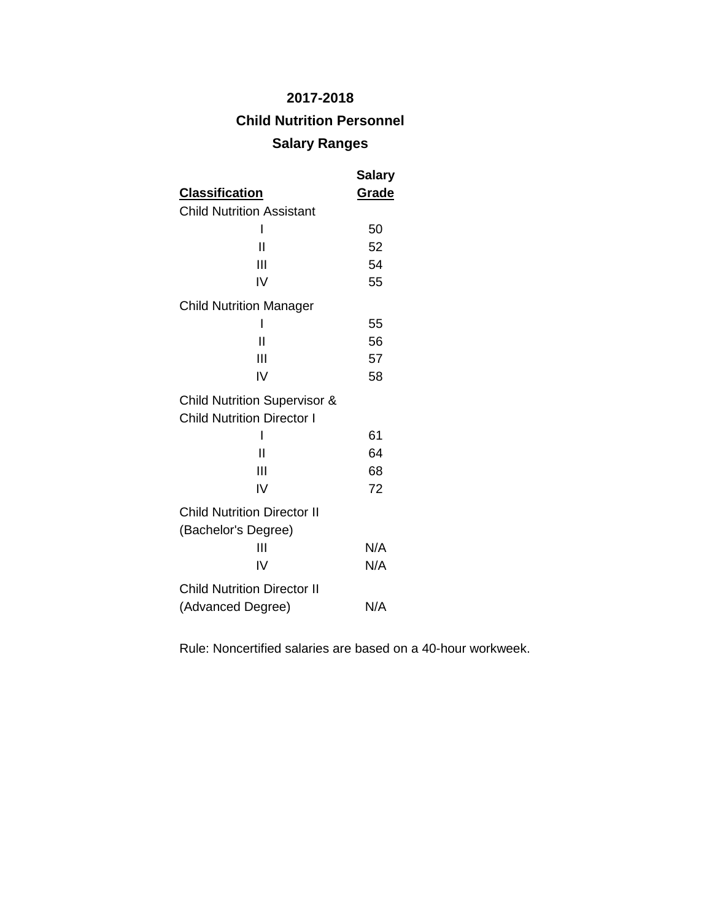# 2017-2018

## Child Nutrition Personnel

## Salary Ranges

| Classification | Salary Grade |
|---|---|
| Child Nutrition Assistant | |
| I | 50 |
| II | 52 |
| III | 54 |
| IV | 55 |
| Child Nutrition Manager | |
| I | 55 |
| II | 56 |
| III | 57 |
| IV | 58 |
| Child Nutrition Supervisor & Child Nutrition Director I | |
| I | 61 |
| II | 64 |
| III | 68 |
| IV | 72 |
| Child Nutrition Director II (Bachelor's Degree) | |
| III | N/A |
| IV | N/A |
| Child Nutrition Director II (Advanced Degree) | N/A |

Rule: Noncertified salaries are based on a 40-hour workweek.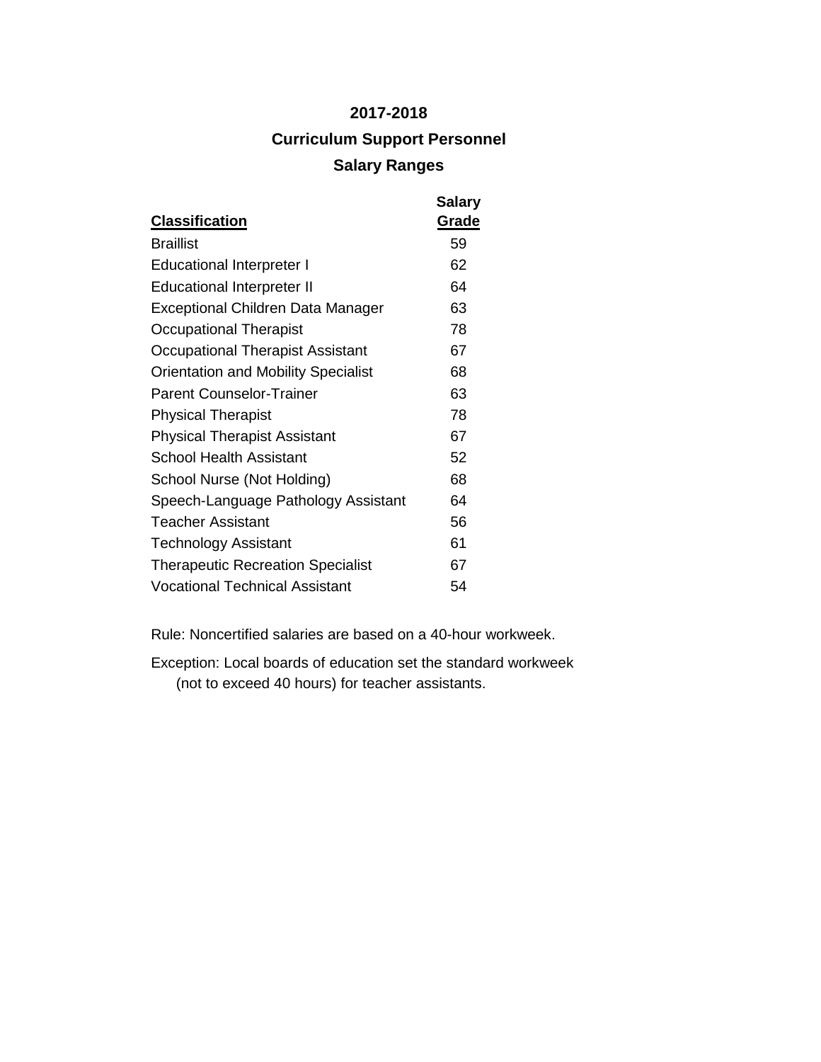# 2017-2018

## Curriculum Support Personnel

## Salary Ranges

| Classification | Salary Grade |
| --- | --- |
| Braillist | 59 |
| Educational Interpreter I | 62 |
| Educational Interpreter II | 64 |
| Exceptional Children Data Manager | 63 |
| Occupational Therapist | 78 |
| Occupational Therapist Assistant | 67 |
| Orientation and Mobility Specialist | 68 |
| Parent Counselor-Trainer | 63 |
| Physical Therapist | 78 |
| Physical Therapist Assistant | 67 |
| School Health Assistant | 52 |
| School Nurse (Not Holding) | 68 |
| Speech-Language Pathology Assistant | 64 |
| Teacher Assistant | 56 |
| Technology Assistant | 61 |
| Therapeutic Recreation Specialist | 67 |
| Vocational Technical Assistant | 54 |

Rule: Noncertified salaries are based on a 40-hour workweek.

Exception: Local boards of education set the standard workweek (not to exceed 40 hours) for teacher assistants.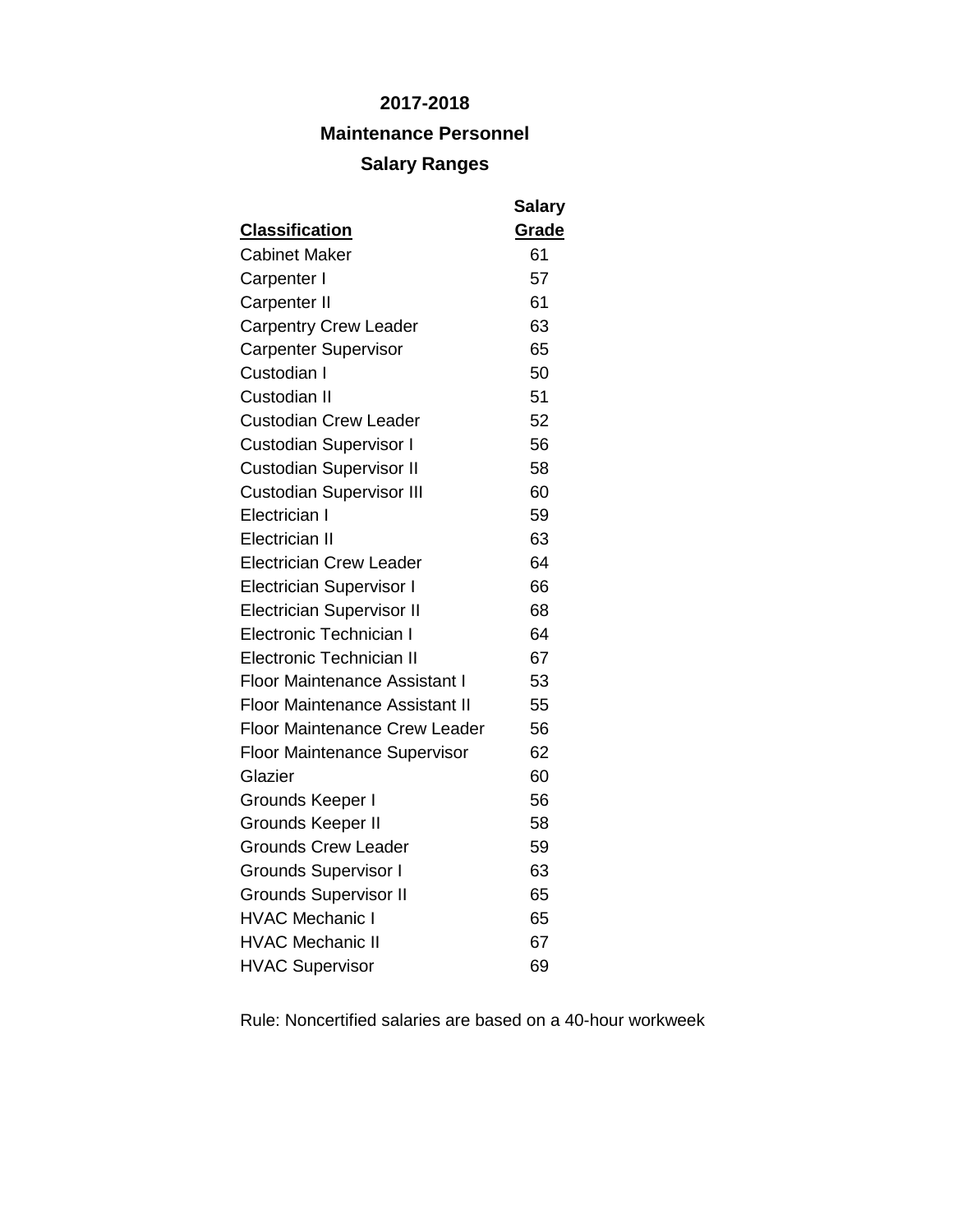**2017-2018**

**Maintenance Personnel**

**Salary Ranges**

| Classification | Salary Grade |
|---|---|
| Cabinet Maker | 61 |
| Carpenter I | 57 |
| Carpenter II | 61 |
| Carpentry Crew Leader | 63 |
| Carpenter Supervisor | 65 |
| Custodian I | 50 |
| Custodian II | 51 |
| Custodian Crew Leader | 52 |
| Custodian Supervisor I | 56 |
| Custodian Supervisor II | 58 |
| Custodian Supervisor III | 60 |
| Electrician I | 59 |
| Electrician II | 63 |
| Electrician Crew Leader | 64 |
| Electrician Supervisor I | 66 |
| Electrician Supervisor II | 68 |
| Electronic Technician I | 64 |
| Electronic Technician II | 67 |
| Floor Maintenance Assistant I | 53 |
| Floor Maintenance Assistant II | 55 |
| Floor Maintenance Crew Leader | 56 |
| Floor Maintenance Supervisor | 62 |
| Glazier | 60 |
| Grounds Keeper I | 56 |
| Grounds Keeper II | 58 |
| Grounds Crew Leader | 59 |
| Grounds Supervisor I | 63 |
| Grounds Supervisor II | 65 |
| HVAC Mechanic I | 65 |
| HVAC Mechanic II | 67 |
| HVAC Supervisor | 69 |

Rule: Noncertified salaries are based on a 40-hour workweek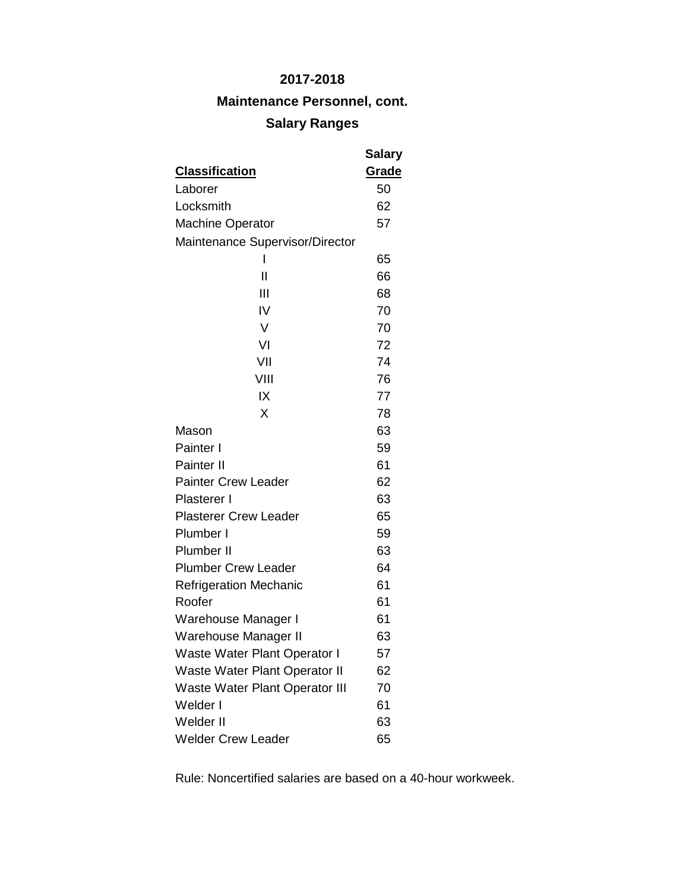**2017-2018**

**Maintenance Personnel, cont.**

**Salary Ranges**

| **Classification** | **Salary Grade** |
| --- | --- |
| Laborer | 50 |
| Locksmith | 62 |
| Machine Operator | 57 |
| Maintenance Supervisor/Director | |
| I | 65 |
| II | 66 |
| III | 68 |
| IV | 70 |
| V | 70 |
| VI | 72 |
| VII | 74 |
| VIII | 76 |
| IX | 77 |
| X | 78 |
| Mason | 63 |
| Painter I | 59 |
| Painter II | 61 |
| Painter Crew Leader | 62 |
| Plasterer I | 63 |
| Plasterer Crew Leader | 65 |
| Plumber I | 59 |
| Plumber II | 63 |
| Plumber Crew Leader | 64 |
| Refrigeration Mechanic | 61 |
| Roofer | 61 |
| Warehouse Manager I | 61 |
| Warehouse Manager II | 63 |
| Waste Water Plant Operator I | 57 |
| Waste Water Plant Operator II | 62 |
| Waste Water Plant Operator III | 70 |
| Welder I | 61 |
| Welder II | 63 |
| Welder Crew Leader | 65 |

Rule: Noncertified salaries are based on a 40-hour workweek.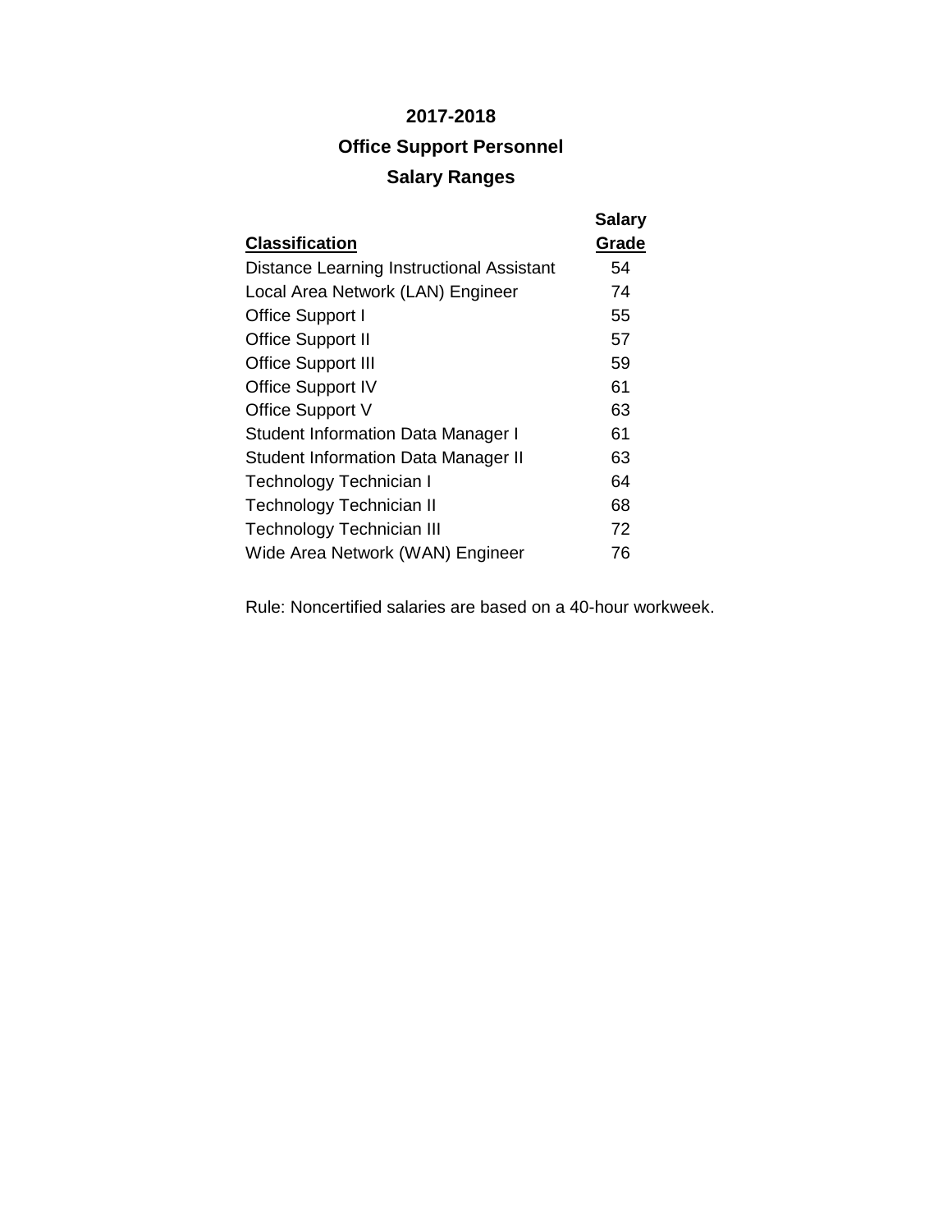# 2017-2018

## Office Support Personnel

## Salary Ranges

| Classification | Salary Grade |
|---|---|
| Distance Learning Instructional Assistant | 54 |
| Local Area Network (LAN) Engineer | 74 |
| Office Support I | 55 |
| Office Support II | 57 |
| Office Support III | 59 |
| Office Support IV | 61 |
| Office Support V | 63 |
| Student Information Data Manager I | 61 |
| Student Information Data Manager II | 63 |
| Technology Technician I | 64 |
| Technology Technician II | 68 |
| Technology Technician III | 72 |
| Wide Area Network (WAN) Engineer | 76 |

Rule: Noncertified salaries are based on a 40-hour workweek.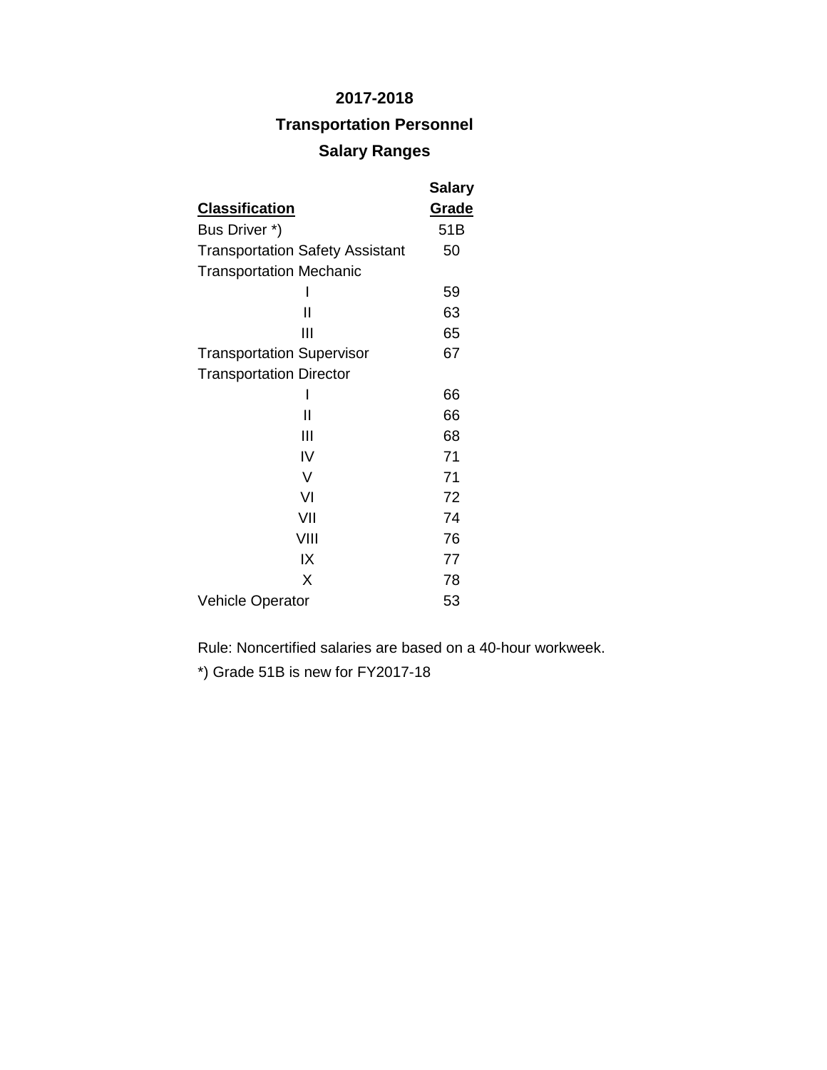# 2017-2018

## Transportation Personnel

## Salary Ranges

| Classification | Salary Grade |
|---|---|
| Bus Driver *) | 51B |
| Transportation Safety Assistant | 50 |
| Transportation Mechanic | |
| I | 59 |
| II | 63 |
| III | 65 |
| Transportation Supervisor | 67 |
| Transportation Director | |
| I | 66 |
| II | 66 |
| III | 68 |
| IV | 71 |
| V | 71 |
| VI | 72 |
| VII | 74 |
| VIII | 76 |
| IX | 77 |
| X | 78 |
| Vehicle Operator | 53 |

Rule: Noncertified salaries are based on a 40-hour workweek.

*) Grade 51B is new for FY2017-18